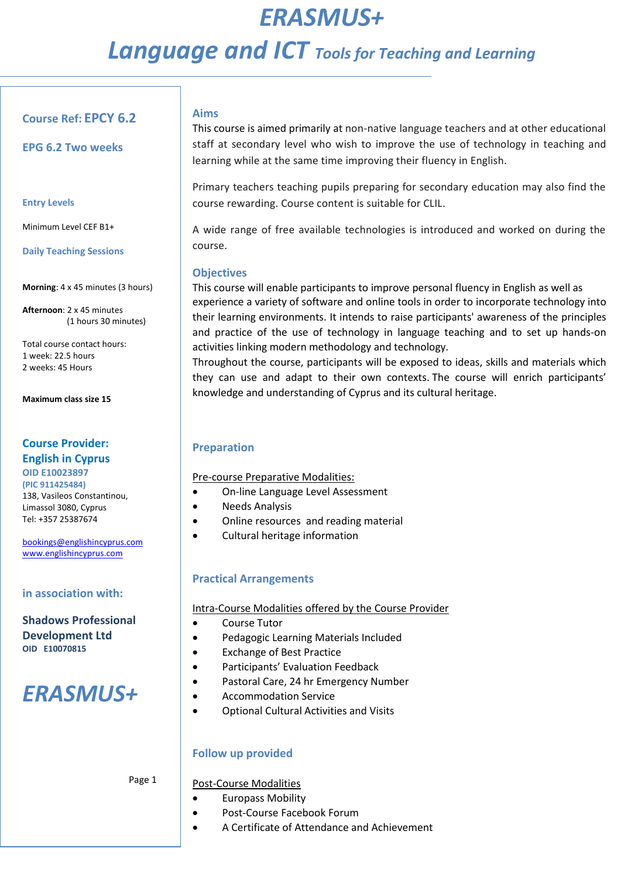# ERASMUS+

## Language and ICT *Tools for Teaching and Learning*

**Course Ref: EPCY 6.2**

**EPG 6.2 Two weeks**

**Entry Levels**

Minimum Level CEF B1+

**Daily Teaching Sessions**

**Morning**: 4 x 45 minutes (3 hours)

**Afternoon**: 2 x 45 minutes (1 hours 30 minutes)

Total course contact hours:
1 week: 22.5 hours
2 weeks: 45 Hours

**Maximum class size 15**

**Course Provider:**
**English in Cyprus**
**OID E10023897**
**(PIC 911425484)**
138, Vasileos Constantinou,
Limassol 3080, Cyprus
Tel: +357 25387674

bookings@englishincyprus.com
www.englishincyprus.com

**in association with:**

**Shadows Professional Development Ltd**
**OID E10070815**

***ERASMUS+***

### Aims

This course is aimed primarily at non-native language teachers and at other educational staff at secondary level who wish to improve the use of technology in teaching and learning while at the same time improving their fluency in English.

Primary teachers teaching pupils preparing for secondary education may also find the course rewarding. Course content is suitable for CLIL.

A wide range of free available technologies is introduced and worked on during the course.

### Objectives

This course will enable participants to improve personal fluency in English as well as experience a variety of software and online tools in order to incorporate technology into their learning environments. It intends to raise participants' awareness of the principles and practice of the use of technology in language teaching and to set up hands-on activities linking modern methodology and technology.
Throughout the course, participants will be exposed to ideas, skills and materials which they can use and adapt to their own contexts. The course will enrich participants' knowledge and understanding of Cyprus and its cultural heritage.

### Preparation

Pre-course Preparative Modalities:

- On-line Language Level Assessment
- Needs Analysis
- Online resources and reading material
- Cultural heritage information

### Practical Arrangements

Intra-Course Modalities offered by the Course Provider

- Course Tutor
- Pedagogic Learning Materials Included
- Exchange of Best Practice
- Participants' Evaluation Feedback
- Pastoral Care, 24 hr Emergency Number
- Accommodation Service
- Optional Cultural Activities and Visits

### Follow up provided

Post-Course Modalities

- Europass Mobility
- Post-Course Facebook Forum
- A Certificate of Attendance and Achievement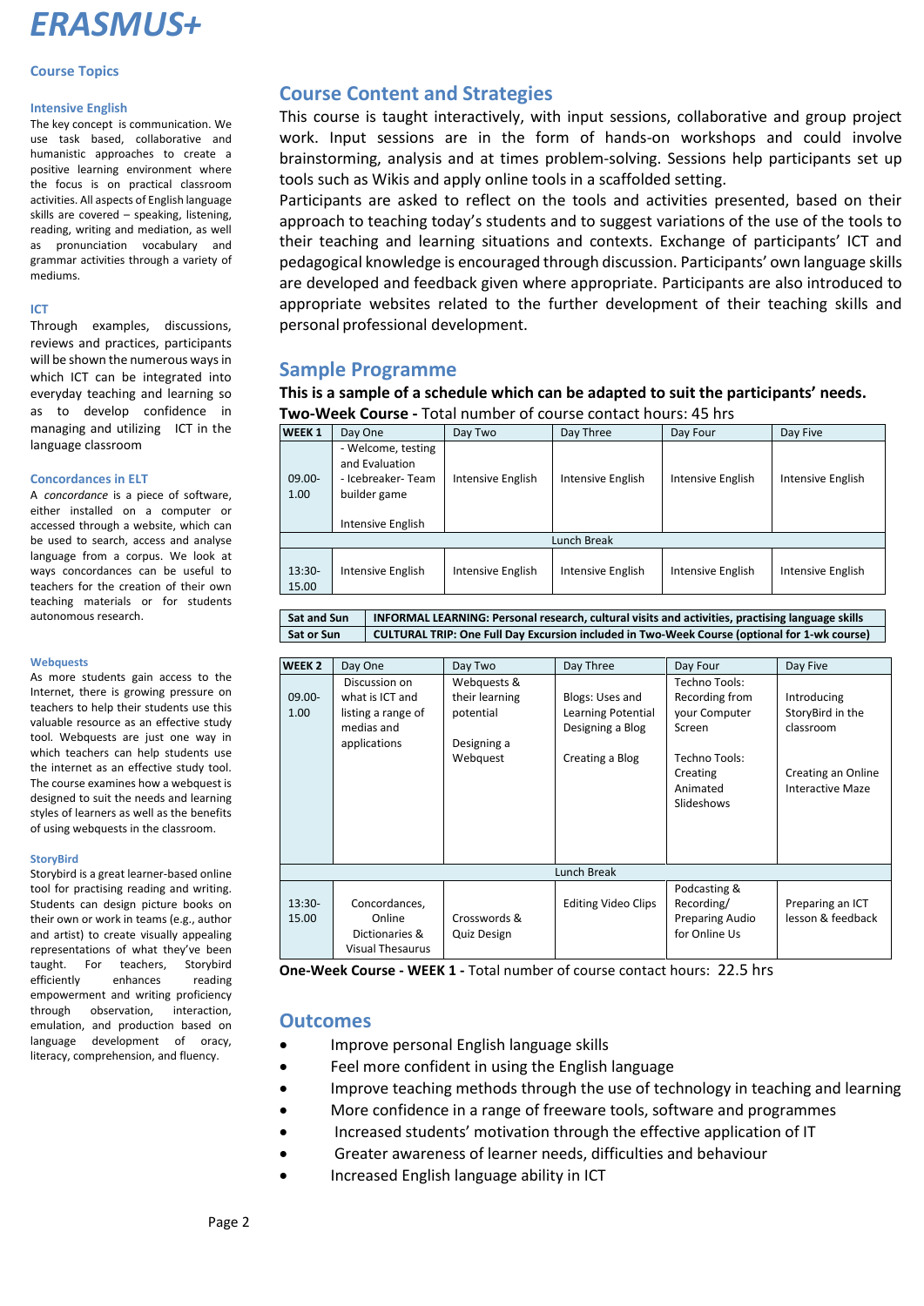# ERASMUS+

## Course Topics

### Intensive English

The key concept is communication. We use task based, collaborative and humanistic approaches to create a positive learning environment where the focus is on practical classroom activities. All aspects of English language skills are covered – speaking, listening, reading, writing and mediation, as well as pronunciation vocabulary and grammar activities through a variety of mediums.

### ICT

Through examples, discussions, reviews and practices, participants will be shown the numerous ways in which ICT can be integrated into everyday teaching and learning so as to develop confidence in managing and utilizing ICT in the language classroom

### Concordances in ELT

A *concordance* is a piece of software, either installed on a computer or accessed through a website, which can be used to search, access and analyse language from a corpus. We look at ways concordances can be useful to teachers for the creation of their own teaching materials or for students autonomous research.

### Webquests

As more students gain access to the Internet, there is growing pressure on teachers to help their students use this valuable resource as an effective study tool. Webquests are just one way in which teachers can help students use the internet as an effective study tool. The course examines how a webquest is designed to suit the needs and learning styles of learners as well as the benefits of using webquests in the classroom.

### StoryBird

Storybird is a great learner-based online tool for practising reading and writing. Students can design picture books on their own or work in teams (e.g., author and artist) to create visually appealing representations of what they've been taught. For teachers, Storybird efficiently enhances reading empowerment and writing proficiency through observation, interaction, emulation, and production based on language development of oracy, literacy, comprehension, and fluency.

## Course Content and Strategies

This course is taught interactively, with input sessions, collaborative and group project work. Input sessions are in the form of hands-on workshops and could involve brainstorming, analysis and at times problem-solving. Sessions help participants set up tools such as Wikis and apply online tools in a scaffolded setting.

Participants are asked to reflect on the tools and activities presented, based on their approach to teaching today's students and to suggest variations of the use of the tools to their teaching and learning situations and contexts. Exchange of participants' ICT and pedagogical knowledge is encouraged through discussion. Participants' own language skills are developed and feedback given where appropriate. Participants are also introduced to appropriate websites related to the further development of their teaching skills and personal professional development.

## Sample Programme

**This is a sample of a schedule which can be adapted to suit the participants' needs.**

**Two-Week Course -** Total number of course contact hours: 45 hrs

| WEEK 1 | Day One | Day Two | Day Three | Day Four | Day Five |
|---|---|---|---|---|---|
| 09.00-1.00 | - Welcome, testing and Evaluation<br>- Icebreaker- Team builder game<br><br>Intensive English | Intensive English | Intensive English | Intensive English | Intensive English |
| | | | Lunch Break | | |
| 13:30-15.00 | Intensive English | Intensive English | Intensive English | Intensive English | Intensive English |

| | |
|---|---|
| Sat and Sun | **INFORMAL LEARNING: Personal research, cultural visits and activities, practising language skills** |
| Sat or Sun | **CULTURAL TRIP: One Full Day Excursion included in Two-Week Course (optional for 1-wk course)** |

| WEEK 2 | Day One | Day Two | Day Three | Day Four | Day Five |
|---|---|---|---|---|---|
| 09.00-1.00 | Discussion on what is ICT and listing a range of medias and applications | Webquests & their learning potential<br><br>Designing a Webquest | Blogs: Uses and Learning Potential Designing a Blog<br><br>Creating a Blog | Techno Tools: Recording from your Computer Screen<br><br>Techno Tools: Creating Animated Slideshows | Introducing StoryBird in the classroom<br><br>Creating an Online Interactive Maze |
| | | | Lunch Break | | |
| 13:30-15.00 | Concordances, Online Dictionaries & Visual Thesaurus | Crosswords & Quiz Design | Editing Video Clips | Podcasting & Recording/ Preparing Audio for Online Us | Preparing an ICT lesson & feedback |

**One-Week Course - WEEK 1 -** Total number of course contact hours: 22.5 hrs

## Outcomes

- Improve personal English language skills
- Feel more confident in using the English language
- Improve teaching methods through the use of technology in teaching and learning
- More confidence in a range of freeware tools, software and programmes
- Increased students' motivation through the effective application of IT
- Greater awareness of learner needs, difficulties and behaviour
- Increased English language ability in ICT